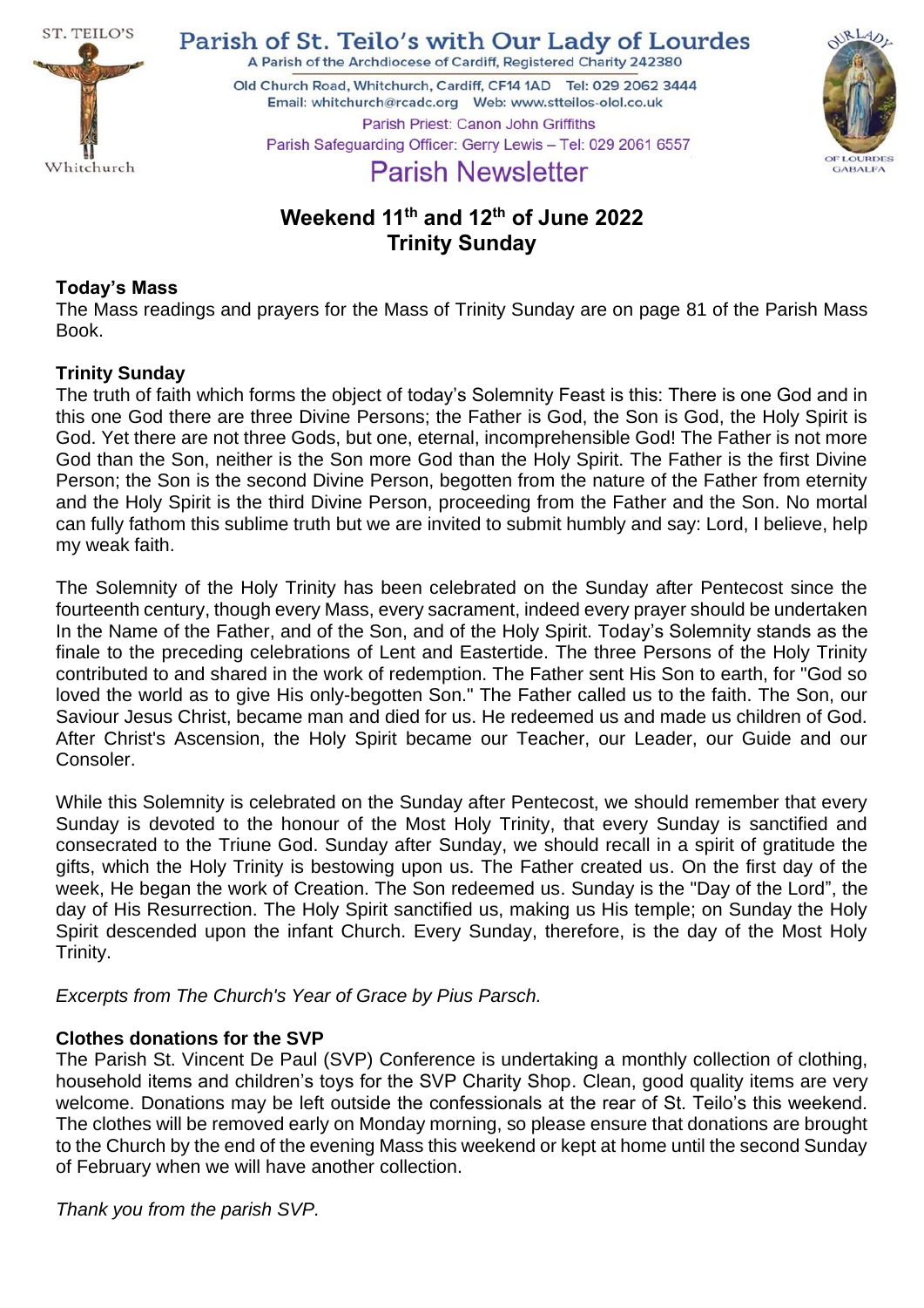ST. TEILO'S

Whitchurch

# Parish of St. Teilo's with Our Lady of Lourdes

A Parish of the Archdiocese of Cardiff, Registered Charity 242380

Old Church Road, Whitchurch, Cardiff, CF14 1AD Tel: 029 2062 3444

Email: whitchurch@rcadc.org Web: www.stteilos-olol.co.uk

Parish Priest: Canon John Griffiths

Parish Safeguarding Officer: Gerry Lewis – Tel: 029 2061 6557

## Parish Newsletter

OUR LADY OF LOURDES GABALFA

## Weekend 11th and 12th of June 2022
## Trinity Sunday

### Today's Mass

The Mass readings and prayers for the Mass of Trinity Sunday are on page 81 of the Parish Mass Book.

### Trinity Sunday

The truth of faith which forms the object of today's Solemnity Feast is this: There is one God and in this one God there are three Divine Persons; the Father is God, the Son is God, the Holy Spirit is God. Yet there are not three Gods, but one, eternal, incomprehensible God! The Father is not more God than the Son, neither is the Son more God than the Holy Spirit. The Father is the first Divine Person; the Son is the second Divine Person, begotten from the nature of the Father from eternity and the Holy Spirit is the third Divine Person, proceeding from the Father and the Son. No mortal can fully fathom this sublime truth but we are invited to submit humbly and say: Lord, I believe, help my weak faith.

The Solemnity of the Holy Trinity has been celebrated on the Sunday after Pentecost since the fourteenth century, though every Mass, every sacrament, indeed every prayer should be undertaken In the Name of the Father, and of the Son, and of the Holy Spirit. Today's Solemnity stands as the finale to the preceding celebrations of Lent and Eastertide. The three Persons of the Holy Trinity contributed to and shared in the work of redemption. The Father sent His Son to earth, for "God so loved the world as to give His only-begotten Son." The Father called us to the faith. The Son, our Saviour Jesus Christ, became man and died for us. He redeemed us and made us children of God. After Christ's Ascension, the Holy Spirit became our Teacher, our Leader, our Guide and our Consoler.

While this Solemnity is celebrated on the Sunday after Pentecost, we should remember that every Sunday is devoted to the honour of the Most Holy Trinity, that every Sunday is sanctified and consecrated to the Triune God. Sunday after Sunday, we should recall in a spirit of gratitude the gifts, which the Holy Trinity is bestowing upon us. The Father created us. On the first day of the week, He began the work of Creation. The Son redeemed us. Sunday is the "Day of the Lord", the day of His Resurrection. The Holy Spirit sanctified us, making us His temple; on Sunday the Holy Spirit descended upon the infant Church. Every Sunday, therefore, is the day of the Most Holy Trinity.

*Excerpts from The Church's Year of Grace by Pius Parsch.*

### Clothes donations for the SVP

The Parish St. Vincent De Paul (SVP) Conference is undertaking a monthly collection of clothing, household items and children's toys for the SVP Charity Shop. Clean, good quality items are very welcome. Donations may be left outside the confessionals at the rear of St. Teilo's this weekend. The clothes will be removed early on Monday morning, so please ensure that donations are brought to the Church by the end of the evening Mass this weekend or kept at home until the second Sunday of February when we will have another collection.

*Thank you from the parish SVP.*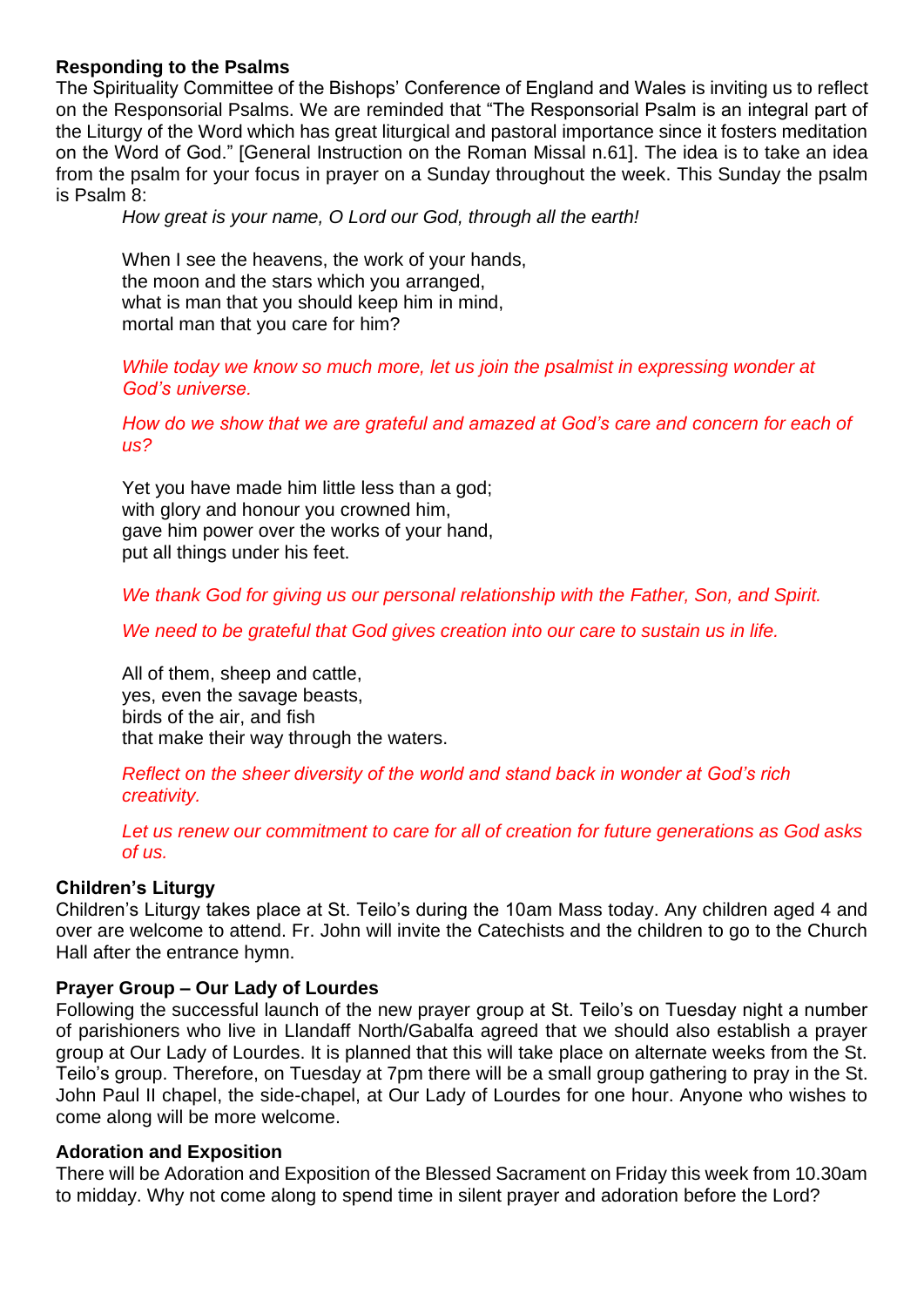**Responding to the Psalms**

The Spirituality Committee of the Bishops' Conference of England and Wales is inviting us to reflect on the Responsorial Psalms. We are reminded that "The Responsorial Psalm is an integral part of the Liturgy of the Word which has great liturgical and pastoral importance since it fosters meditation on the Word of God." [General Instruction on the Roman Missal n.61]. The idea is to take an idea from the psalm for your focus in prayer on a Sunday throughout the week. This Sunday the psalm is Psalm 8:

> *How great is your name, O Lord our God, through all the earth!*
>
> When I see the heavens, the work of your hands,
> the moon and the stars which you arranged,
> what is man that you should keep him in mind,
> mortal man that you care for him?
>
> *While today we know so much more, let us join the psalmist in expressing wonder at God's universe.*
>
> *How do we show that we are grateful and amazed at God's care and concern for each of us?*
>
> Yet you have made him little less than a god;
> with glory and honour you crowned him,
> gave him power over the works of your hand,
> put all things under his feet.
>
> *We thank God for giving us our personal relationship with the Father, Son, and Spirit.*
>
> *We need to be grateful that God gives creation into our care to sustain us in life.*
>
> All of them, sheep and cattle,
> yes, even the savage beasts,
> birds of the air, and fish
> that make their way through the waters.
>
> *Reflect on the sheer diversity of the world and stand back in wonder at God's rich creativity.*
>
> *Let us renew our commitment to care for all of creation for future generations as God asks of us.*

**Children's Liturgy**

Children's Liturgy takes place at St. Teilo's during the 10am Mass today. Any children aged 4 and over are welcome to attend. Fr. John will invite the Catechists and the children to go to the Church Hall after the entrance hymn.

**Prayer Group – Our Lady of Lourdes**

Following the successful launch of the new prayer group at St. Teilo's on Tuesday night a number of parishioners who live in Llandaff North/Gabalfa agreed that we should also establish a prayer group at Our Lady of Lourdes. It is planned that this will take place on alternate weeks from the St. Teilo's group. Therefore, on Tuesday at 7pm there will be a small group gathering to pray in the St. John Paul II chapel, the side-chapel, at Our Lady of Lourdes for one hour. Anyone who wishes to come along will be more welcome.

**Adoration and Exposition**

There will be Adoration and Exposition of the Blessed Sacrament on Friday this week from 10.30am to midday. Why not come along to spend time in silent prayer and adoration before the Lord?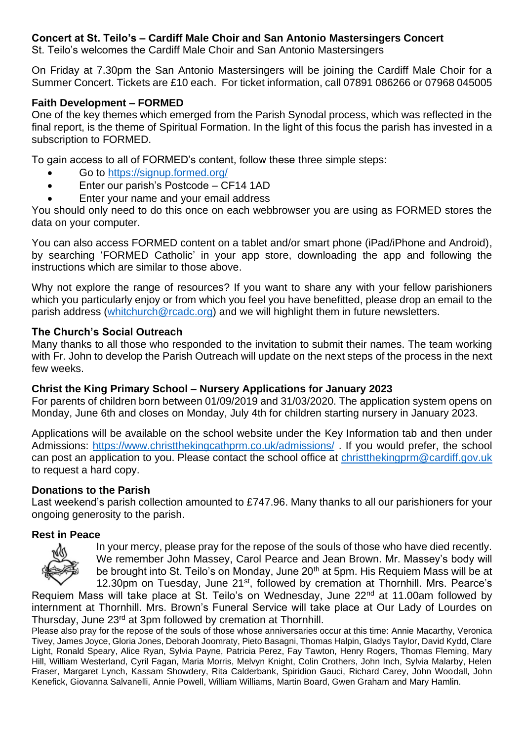### Concert at St. Teilo's – Cardiff Male Choir and San Antonio Mastersingers Concert

St. Teilo's welcomes the Cardiff Male Choir and San Antonio Mastersingers

On Friday at 7.30pm the San Antonio Mastersingers will be joining the Cardiff Male Choir for a Summer Concert. Tickets are £10 each. For ticket information, call 07891 086266 or 07968 045005

### Faith Development – FORMED

One of the key themes which emerged from the Parish Synodal process, which was reflected in the final report, is the theme of Spiritual Formation. In the light of this focus the parish has invested in a subscription to FORMED.

To gain access to all of FORMED's content, follow these three simple steps:

- Go to https://signup.formed.org/
- Enter our parish's Postcode – CF14 1AD
- Enter your name and your email address

You should only need to do this once on each webbrowser you are using as FORMED stores the data on your computer.

You can also access FORMED content on a tablet and/or smart phone (iPad/iPhone and Android), by searching 'FORMED Catholic' in your app store, downloading the app and following the instructions which are similar to those above.

Why not explore the range of resources? If you want to share any with your fellow parishioners which you particularly enjoy or from which you feel you have benefitted, please drop an email to the parish address (whitchurch@rcadc.org) and we will highlight them in future newsletters.

### The Church's Social Outreach

Many thanks to all those who responded to the invitation to submit their names. The team working with Fr. John to develop the Parish Outreach will update on the next steps of the process in the next few weeks.

### Christ the King Primary School – Nursery Applications for January 2023

For parents of children born between 01/09/2019 and 31/03/2020. The application system opens on Monday, June 6th and closes on Monday, July 4th for children starting nursery in January 2023.

Applications will be available on the school website under the Key Information tab and then under Admissions: https://www.christthekingcathprm.co.uk/admissions/ . If you would prefer, the school can post an application to you. Please contact the school office at christthekingprm@cardiff.gov.uk to request a hard copy.

### Donations to the Parish

Last weekend's parish collection amounted to £747.96. Many thanks to all our parishioners for your ongoing generosity to the parish.

### Rest in Peace

In your mercy, please pray for the repose of the souls of those who have died recently. We remember John Massey, Carol Pearce and Jean Brown. Mr. Massey's body will be brought into St. Teilo's on Monday, June 20th at 5pm. His Requiem Mass will be at 12.30pm on Tuesday, June 21st, followed by cremation at Thornhill. Mrs. Pearce's Requiem Mass will take place at St. Teilo's on Wednesday, June 22nd at 11.00am followed by internment at Thornhill. Mrs. Brown's Funeral Service will take place at Our Lady of Lourdes on Thursday, June 23rd at 3pm followed by cremation at Thornhill.

Please also pray for the repose of the souls of those whose anniversaries occur at this time: Annie Macarthy, Veronica Tivey, James Joyce, Gloria Jones, Deborah Joomraty, Pieto Basagni, Thomas Halpin, Gladys Taylor, David Kydd, Clare Light, Ronald Speary, Alice Ryan, Sylvia Payne, Patricia Perez, Fay Tawton, Henry Rogers, Thomas Fleming, Mary Hill, William Westerland, Cyril Fagan, Maria Morris, Melvyn Knight, Colin Crothers, John Inch, Sylvia Malarby, Helen Fraser, Margaret Lynch, Kassam Showdery, Rita Calderbank, Spiridion Gauci, Richard Carey, John Woodall, John Kenefick, Giovanna Salvanelli, Annie Powell, William Williams, Martin Board, Gwen Graham and Mary Hamlin.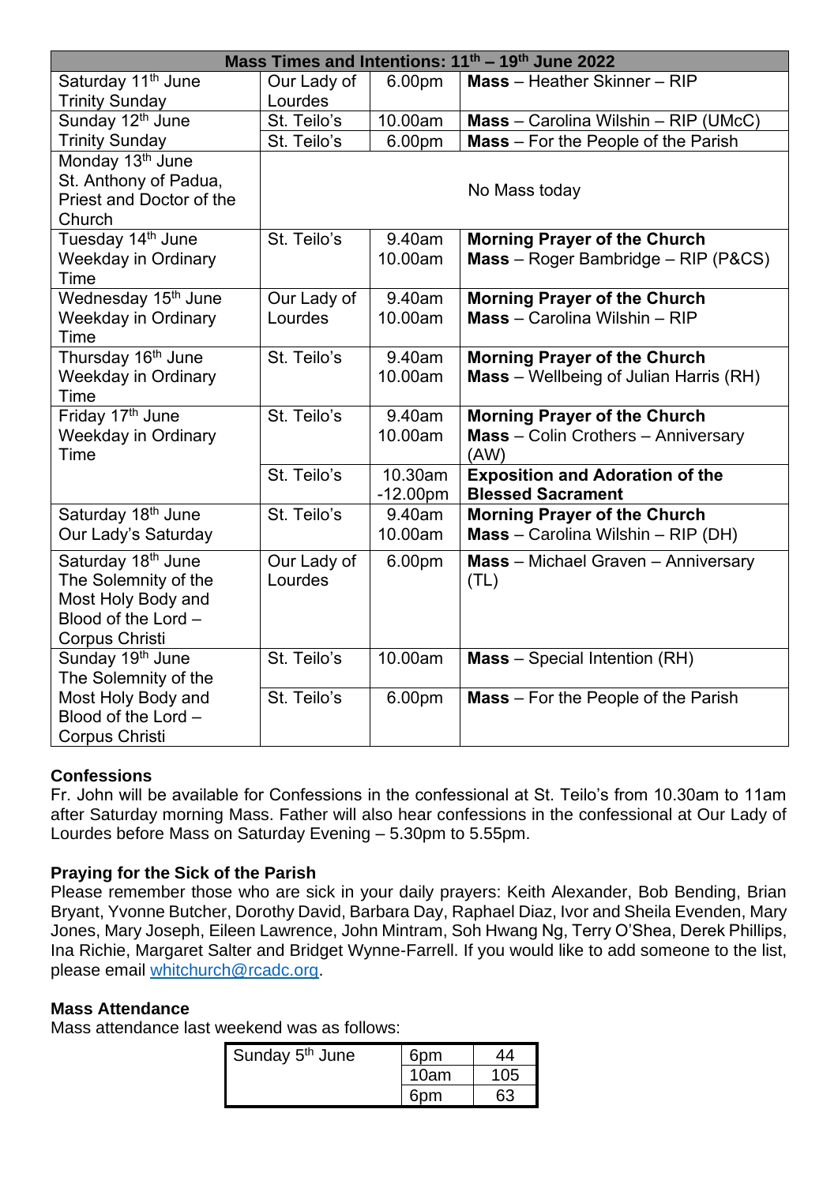| Mass Times and Intentions: 11th – 19th June 2022 | | | |
|---|---|---|---|
| Saturday 11th June Trinity Sunday | Our Lady of Lourdes | 6.00pm | **Mass** – Heather Skinner – RIP |
| Sunday 12th June Trinity Sunday | St. Teilo's | 10.00am | **Mass** – Carolina Wilshin – RIP (UMcC) |
| | St. Teilo's | 6.00pm | **Mass** – For the People of the Parish |
| Monday 13th June St. Anthony of Padua, Priest and Doctor of the Church | No Mass today | | |
| Tuesday 14th June Weekday in Ordinary Time | St. Teilo's | 9.40am 10.00am | **Morning Prayer of the Church** **Mass** – Roger Bambridge – RIP (P&CS) |
| Wednesday 15th June Weekday in Ordinary Time | Our Lady of Lourdes | 9.40am 10.00am | **Morning Prayer of the Church** **Mass** – Carolina Wilshin – RIP |
| Thursday 16th June Weekday in Ordinary Time | St. Teilo's | 9.40am 10.00am | **Morning Prayer of the Church** **Mass** – Wellbeing of Julian Harris (RH) |
| Friday 17th June Weekday in Ordinary Time | St. Teilo's | 9.40am 10.00am | **Morning Prayer of the Church** **Mass** – Colin Crothers – Anniversary (AW) |
| | St. Teilo's | 10.30am -12.00pm | **Exposition and Adoration of the Blessed Sacrament** |
| Saturday 18th June Our Lady's Saturday | St. Teilo's | 9.40am 10.00am | **Morning Prayer of the Church** **Mass** – Carolina Wilshin – RIP (DH) |
| Saturday 18th June The Solemnity of the Most Holy Body and Blood of the Lord – Corpus Christi | Our Lady of Lourdes | 6.00pm | **Mass** – Michael Graven – Anniversary (TL) |
| Sunday 19th June The Solemnity of the Most Holy Body and Blood of the Lord – Corpus Christi | St. Teilo's | 10.00am | **Mass** – Special Intention (RH) |
| | St. Teilo's | 6.00pm | **Mass** – For the People of the Parish |

### Confessions

Fr. John will be available for Confessions in the confessional at St. Teilo's from 10.30am to 11am after Saturday morning Mass. Father will also hear confessions in the confessional at Our Lady of Lourdes before Mass on Saturday Evening – 5.30pm to 5.55pm.

### Praying for the Sick of the Parish

Please remember those who are sick in your daily prayers: Keith Alexander, Bob Bending, Brian Bryant, Yvonne Butcher, Dorothy David, Barbara Day, Raphael Diaz, Ivor and Sheila Evenden, Mary Jones, Mary Joseph, Eileen Lawrence, John Mintram, Soh Hwang Ng, Terry O'Shea, Derek Phillips, Ina Richie, Margaret Salter and Bridget Wynne-Farrell. If you would like to add someone to the list, please email whitchurch@rcadc.org.

### Mass Attendance

Mass attendance last weekend was as follows:

| | | |
|---|---|---|
| Sunday 5th June | 6pm | 44 |
| | 10am | 105 |
| | 6pm | 63 |